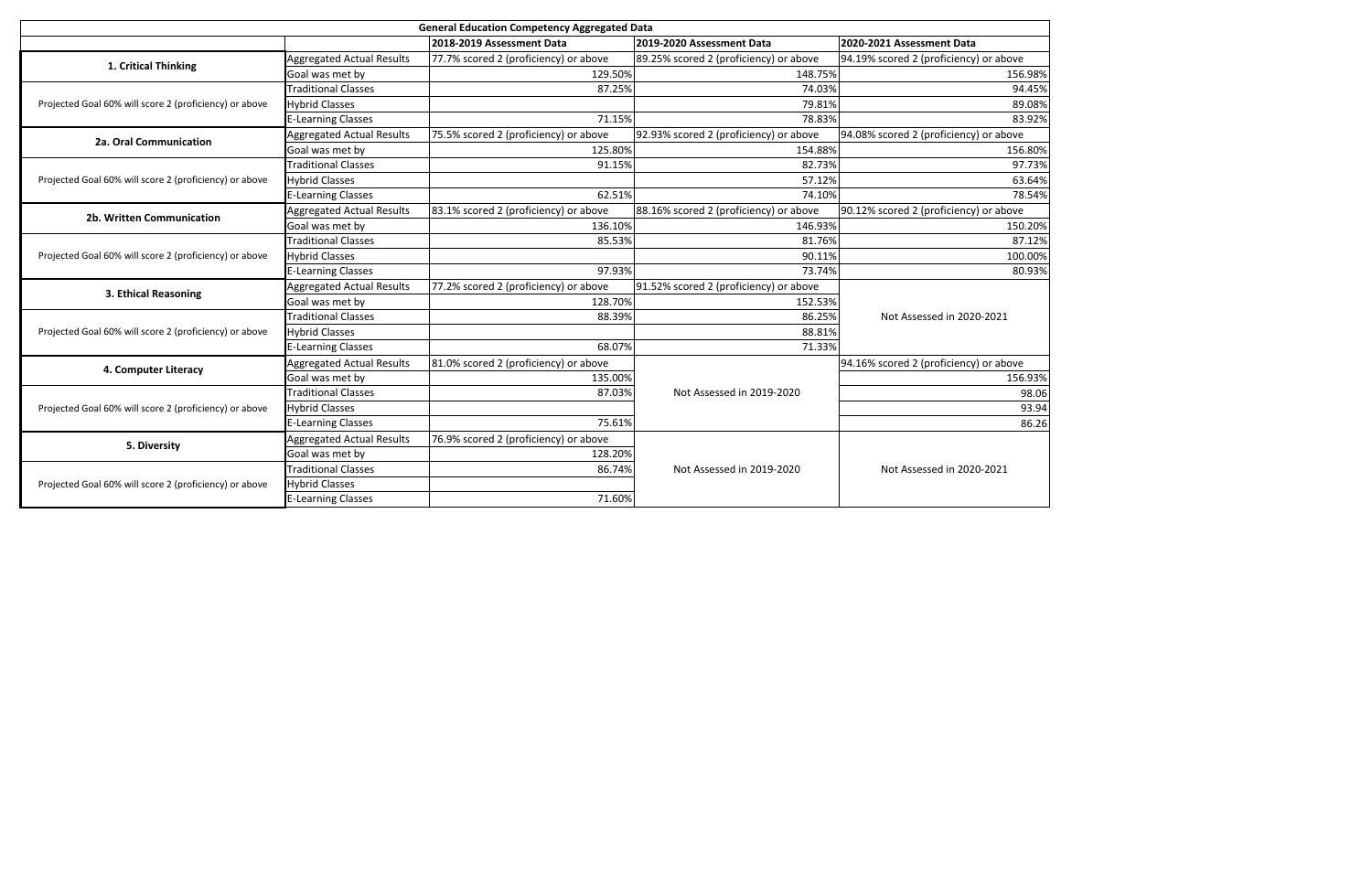| General Education Competency Aggregated Data | | | | |
|---|---|---|---|---|
| | | 2018-2019 Assessment Data | 2019-2020 Assessment Data | 2020-2021 Assessment Data |
| **1. Critical Thinking** | Aggregated Actual Results | 77.7% scored 2 (proficiency) or above | 89.25% scored 2 (proficiency) or above | 94.19% scored 2 (proficiency) or above |
| | Goal was met by | 129.50% | 148.75% | 156.98% |
| Projected Goal 60% will score 2 (proficiency) or above | Traditional Classes | 87.25% | 74.03% | 94.45% |
| | Hybrid Classes | | 79.81% | 89.08% |
| | E-Learning Classes | 71.15% | 78.83% | 83.92% |
| **2a. Oral Communication** | Aggregated Actual Results | 75.5% scored 2 (proficiency) or above | 92.93% scored 2 (proficiency) or above | 94.08% scored 2 (proficiency) or above |
| | Goal was met by | 125.80% | 154.88% | 156.80% |
| Projected Goal 60% will score 2 (proficiency) or above | Traditional Classes | 91.15% | 82.73% | 97.73% |
| | Hybrid Classes | | 57.12% | 63.64% |
| | E-Learning Classes | 62.51% | 74.10% | 78.54% |
| **2b. Written Communication** | Aggregated Actual Results | 83.1% scored 2 (proficiency) or above | 88.16% scored 2 (proficiency) or above | 90.12% scored 2 (proficiency) or above |
| | Goal was met by | 136.10% | 146.93% | 150.20% |
| Projected Goal 60% will score 2 (proficiency) or above | Traditional Classes | 85.53% | 81.76% | 87.12% |
| | Hybrid Classes | | 90.11% | 100.00% |
| | E-Learning Classes | 97.93% | 73.74% | 80.93% |
| **3. Ethical Reasoning** | Aggregated Actual Results | 77.2% scored 2 (proficiency) or above | 91.52% scored 2 (proficiency) or above | Not Assessed in 2020-2021 |
| | Goal was met by | 128.70% | 152.53% | |
| Projected Goal 60% will score 2 (proficiency) or above | Traditional Classes | 88.39% | 86.25% | |
| | Hybrid Classes | | 88.81% | |
| | E-Learning Classes | 68.07% | 71.33% | |
| **4. Computer Literacy** | Aggregated Actual Results | 81.0% scored 2 (proficiency) or above | Not Assessed in 2019-2020 | 94.16% scored 2 (proficiency) or above |
| | Goal was met by | 135.00% | | 156.93% |
| Projected Goal 60% will score 2 (proficiency) or above | Traditional Classes | 87.03% | | 98.06 |
| | Hybrid Classes | | | 93.94 |
| | E-Learning Classes | 75.61% | | 86.26 |
| **5. Diversity** | Aggregated Actual Results | 76.9% scored 2 (proficiency) or above | Not Assessed in 2019-2020 | Not Assessed in 2020-2021 |
| | Goal was met by | 128.20% | | |
| Projected Goal 60% will score 2 (proficiency) or above | Traditional Classes | 86.74% | | |
| | Hybrid Classes | | | |
| | E-Learning Classes | 71.60% | | |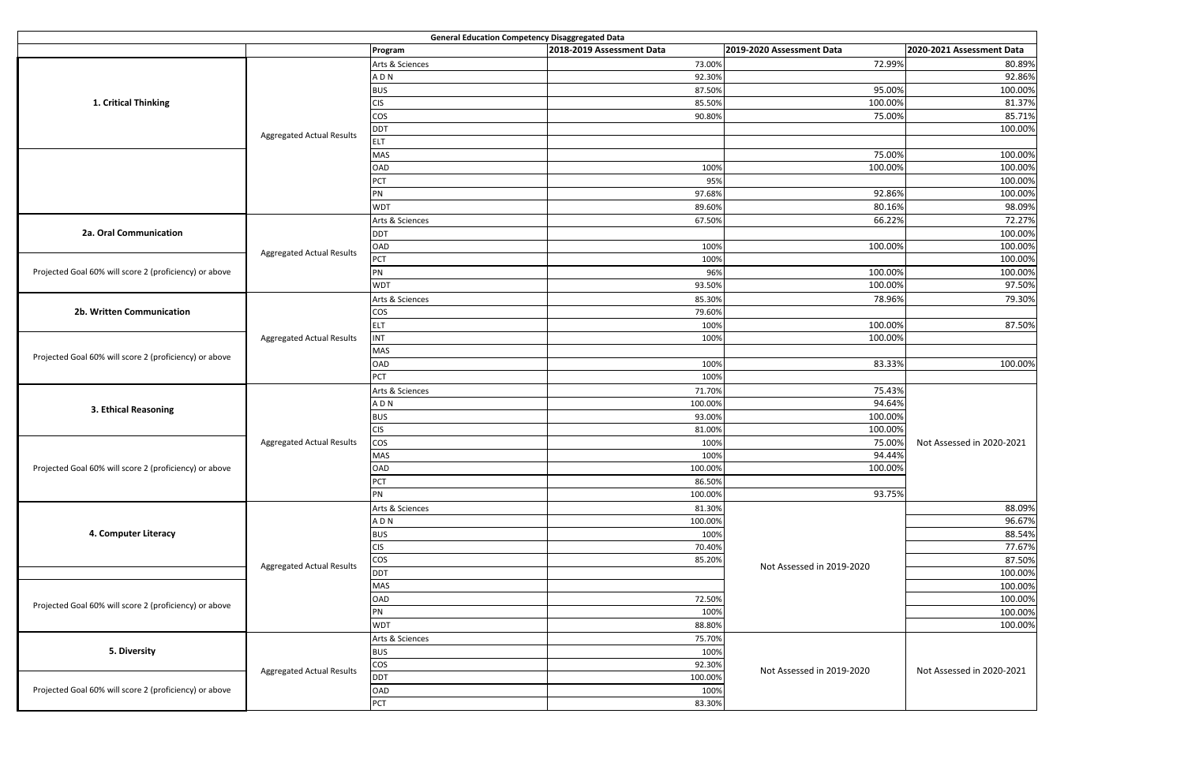| General Education Competency Disaggregated Data | | | | | |
|---|---|---|---|---|---|
| | | Program | 2018-2019 Assessment Data | 2019-2020 Assessment Data | 2020-2021 Assessment Data |
| 1. Critical Thinking | Aggregated Actual Results | Arts & Sciences | 73.00% | 72.99% | 80.89% |
| | | A D N | 92.30% | | 92.86% |
| | | BUS | 87.50% | 95.00% | 100.00% |
| | | CIS | 85.50% | 100.00% | 81.37% |
| | | COS | 90.80% | 75.00% | 85.71% |
| | | DDT | | | 100.00% |
| | | ELT | | | |
| | | MAS | | 75.00% | 100.00% |
| | | OAD | 100% | 100.00% | 100.00% |
| | | PCT | 95% | | 100.00% |
| | | PN | 97.68% | 92.86% | 100.00% |
| | | WDT | 89.60% | 80.16% | 98.09% |
| 2a. Oral Communication | Aggregated Actual Results | Arts & Sciences | 67.50% | 66.22% | 72.27% |
| | | DDT | | | 100.00% |
| | | OAD | 100% | 100.00% | 100.00% |
| Projected Goal 60% will score 2 (proficiency) or above | | PCT | 100% | | 100.00% |
| | | PN | 96% | 100.00% | 100.00% |
| | | WDT | 93.50% | 100.00% | 97.50% |
| 2b. Written Communication | Aggregated Actual Results | Arts & Sciences | 85.30% | 78.96% | 79.30% |
| | | COS | 79.60% | | |
| | | ELT | 100% | 100.00% | 87.50% |
| | | INT | 100% | 100.00% | |
| Projected Goal 60% will score 2 (proficiency) or above | | MAS | | | |
| | | OAD | 100% | 83.33% | 100.00% |
| | | PCT | 100% | | |
| 3. Ethical Reasoning | Aggregated Actual Results | Arts & Sciences | 71.70% | 75.43% | Not Assessed in 2020-2021 |
| | | A D N | 100.00% | 94.64% | |
| | | BUS | 93.00% | 100.00% | |
| | | CIS | 81.00% | 100.00% | |
| | | COS | 100% | 75.00% | |
| Projected Goal 60% will score 2 (proficiency) or above | | MAS | 100% | 94.44% | |
| | | OAD | 100.00% | 100.00% | |
| | | PCT | 86.50% | | |
| | | PN | 100.00% | 93.75% | |
| 4. Computer Literacy | Aggregated Actual Results | Arts & Sciences | 81.30% | Not Assessed in 2019-2020 | 88.09% |
| | | A D N | 100.00% | | 96.67% |
| | | BUS | 100% | | 88.54% |
| | | CIS | 70.40% | | 77.67% |
| | | COS | 85.20% | | 87.50% |
| | | DDT | | | 100.00% |
| Projected Goal 60% will score 2 (proficiency) or above | | MAS | | | 100.00% |
| | | OAD | 72.50% | | 100.00% |
| | | PN | 100% | | 100.00% |
| | | WDT | 88.80% | | 100.00% |
| 5. Diversity | Aggregated Actual Results | Arts & Sciences | 75.70% | Not Assessed in 2019-2020 | Not Assessed in 2020-2021 |
| | | BUS | 100% | | |
| | | COS | 92.30% | | |
| Projected Goal 60% will score 2 (proficiency) or above | | DDT | 100.00% | | |
| | | OAD | 100% | | |
| | | PCT | 83.30% | | |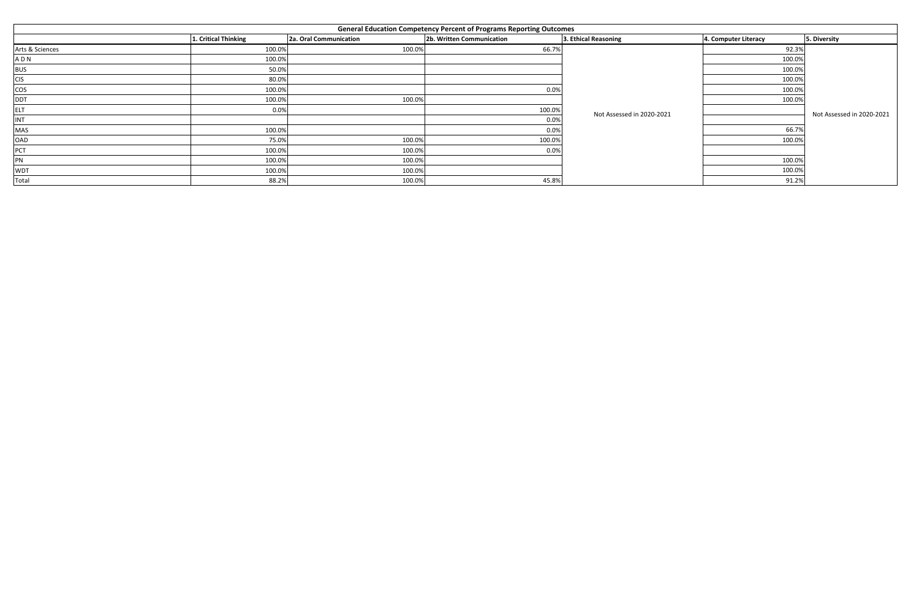| General Education Competency Percent of Programs Reporting Outcomes | | | | | | |
|---|---|---|---|---|---|---|
| | 1. Critical Thinking | 2a. Oral Communication | 2b. Written Communication | 3. Ethical Reasoning | 4. Computer Literacy | 5. Diversity |
| Arts & Sciences | 100.0% | 100.0% | 66.7% | Not Assessed in 2020-2021 | 92.3% | Not Assessed in 2020-2021 |
| A D N | 100.0% | | | | 100.0% | |
| BUS | 50.0% | | | | 100.0% | |
| CIS | 80.0% | | | | 100.0% | |
| COS | 100.0% | | 0.0% | | 100.0% | |
| DDT | 100.0% | 100.0% | | | 100.0% | |
| ELT | 0.0% | | 100.0% | | | |
| INT | | | 0.0% | | | |
| MAS | 100.0% | | 0.0% | | 66.7% | |
| OAD | 75.0% | 100.0% | 100.0% | | 100.0% | |
| PCT | 100.0% | 100.0% | 0.0% | | | |
| PN | 100.0% | 100.0% | | | 100.0% | |
| WDT | 100.0% | 100.0% | | | 100.0% | |
| Total | 88.2% | 100.0% | 45.8% | | 91.2% | |